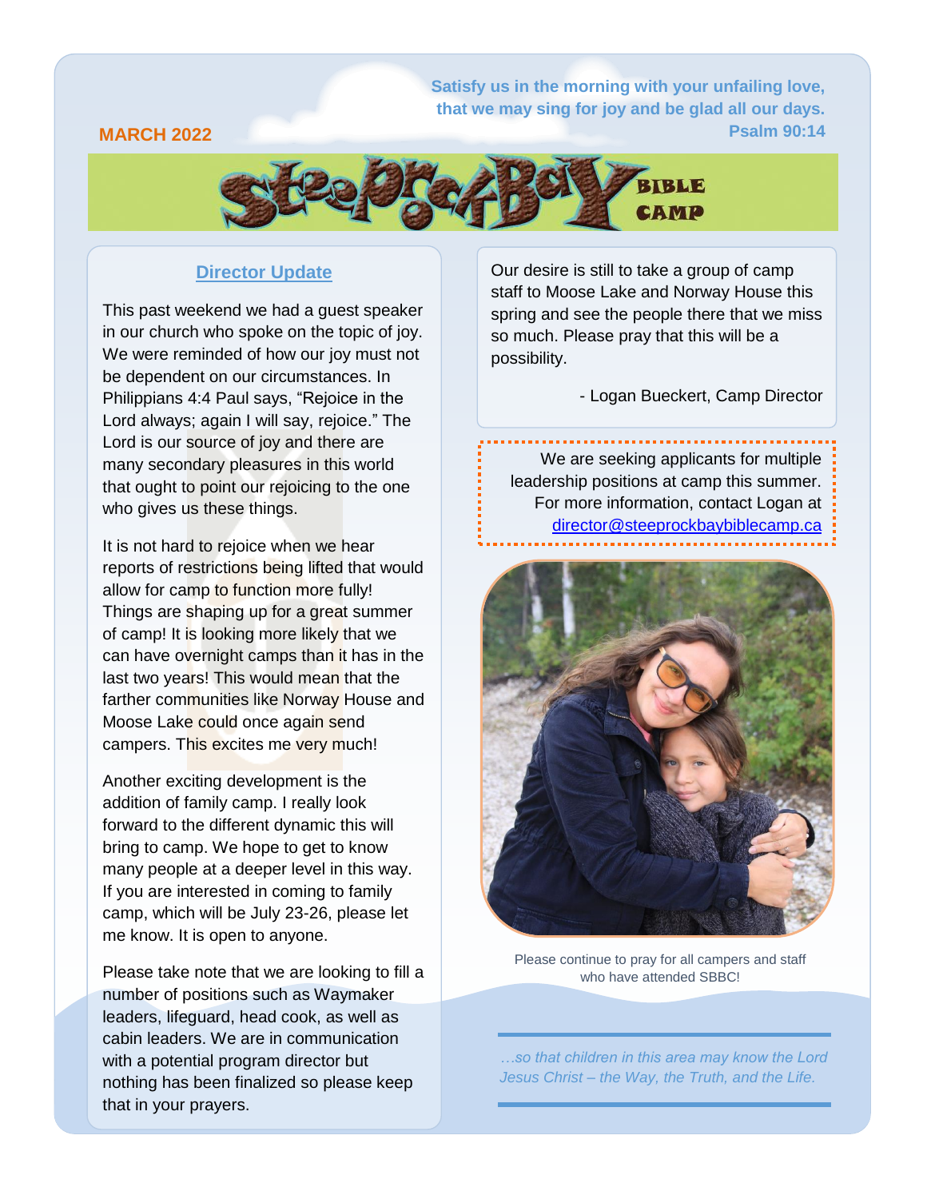*Satisfy us in the morning with your unfailing love, that we may sing for joy and be glad all our days.*
**Psalm 90:14**

**MARCH 2022**

# Steep Rock Bay Bible Camp

## Director Update

This past weekend we had a guest speaker in our church who spoke on the topic of joy. We were reminded of how our joy must not be dependent on our circumstances. In Philippians 4:4 Paul says, "Rejoice in the Lord always; again I will say, rejoice." The Lord is our source of joy and there are many secondary pleasures in this world that ought to point our rejoicing to the one who gives us these things.

It is not hard to rejoice when we hear reports of restrictions being lifted that would allow for camp to function more fully! Things are shaping up for a great summer of camp! It is looking more likely that we can have overnight camps than it has in the last two years! This would mean that the farther communities like Norway House and Moose Lake could once again send campers. This excites me very much!

Another exciting development is the addition of family camp. I really look forward to the different dynamic this will bring to camp. We hope to get to know many people at a deeper level in this way. If you are interested in coming to family camp, which will be July 23-26, please let me know. It is open to anyone.

Please take note that we are looking to fill a number of positions such as Waymaker leaders, lifeguard, head cook, as well as cabin leaders. We are in communication with a potential program director but nothing has been finalized so please keep that in your prayers.

Our desire is still to take a group of camp staff to Moose Lake and Norway House this spring and see the people there that we miss so much. Please pray that this will be a possibility.

- Logan Bueckert, Camp Director

We are seeking applicants for multiple leadership positions at camp this summer. For more information, contact Logan at director@steeprockbaybiblecamp.ca

Please continue to pray for all campers and staff who have attended SBBC!

*…so that children in this area may know the Lord Jesus Christ – the Way, the Truth, and the Life.*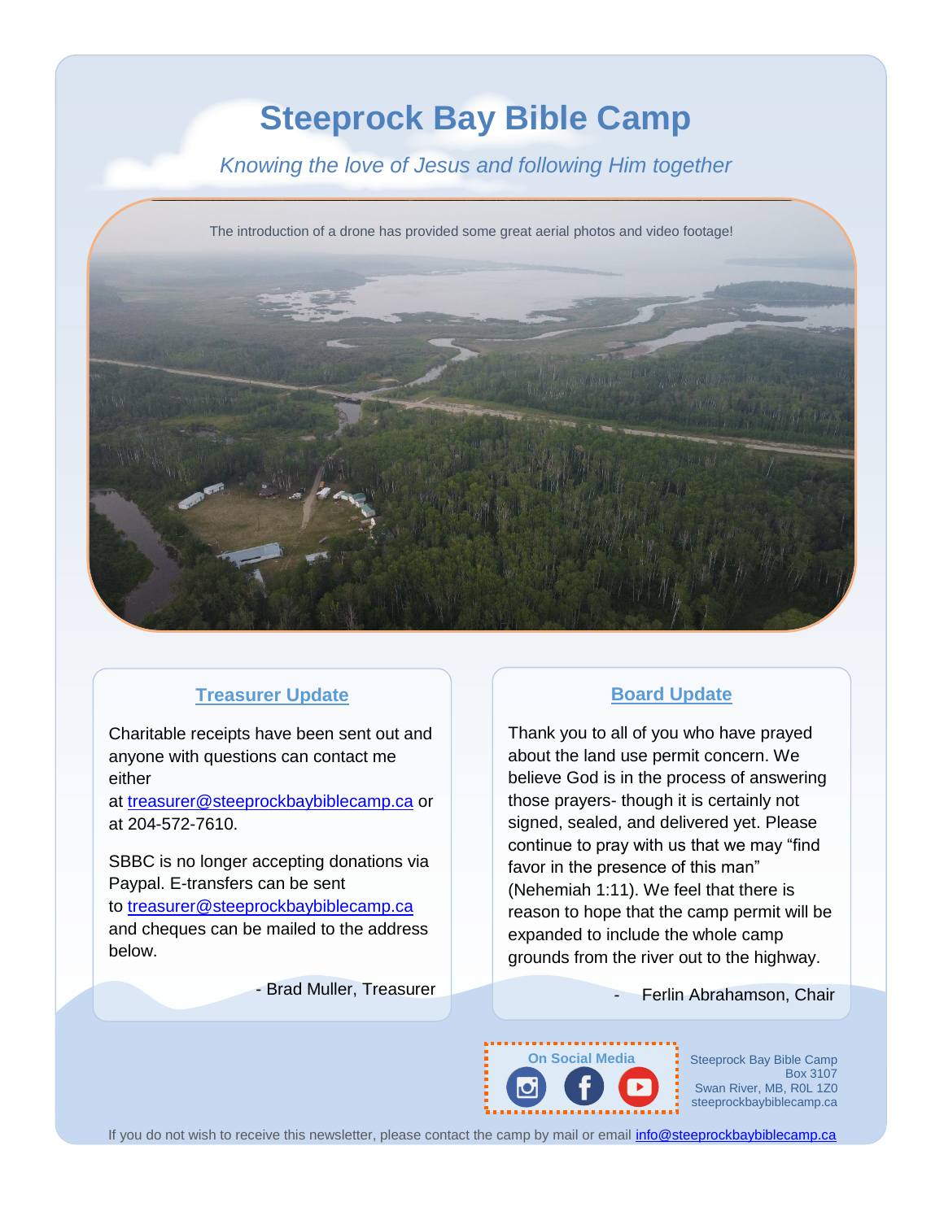# Steeprock Bay Bible Camp

*Knowing the love of Jesus and following Him together*

The introduction of a drone has provided some great aerial photos and video footage!

## Treasurer Update

Charitable receipts have been sent out and anyone with questions can contact me either at treasurer@steeprockbaybiblecamp.ca or at 204-572-7610.

SBBC is no longer accepting donations via Paypal. E-transfers can be sent to treasurer@steeprockbaybiblecamp.ca and cheques can be mailed to the address below.

- Brad Muller, Treasurer

## Board Update

Thank you to all of you who have prayed about the land use permit concern. We believe God is in the process of answering those prayers- though it is certainly not signed, sealed, and delivered yet. Please continue to pray with us that we may "find favor in the presence of this man" (Nehemiah 1:11). We feel that there is reason to hope that the camp permit will be expanded to include the whole camp grounds from the river out to the highway.

- Ferlin Abrahamson, Chair

On Social Media

Steeprock Bay Bible Camp
Box 3107
Swan River, MB, R0L 1Z0
steeprockbaybiblecamp.ca

If you do not wish to receive this newsletter, please contact the camp by mail or email info@steeprockbaybiblecamp.ca